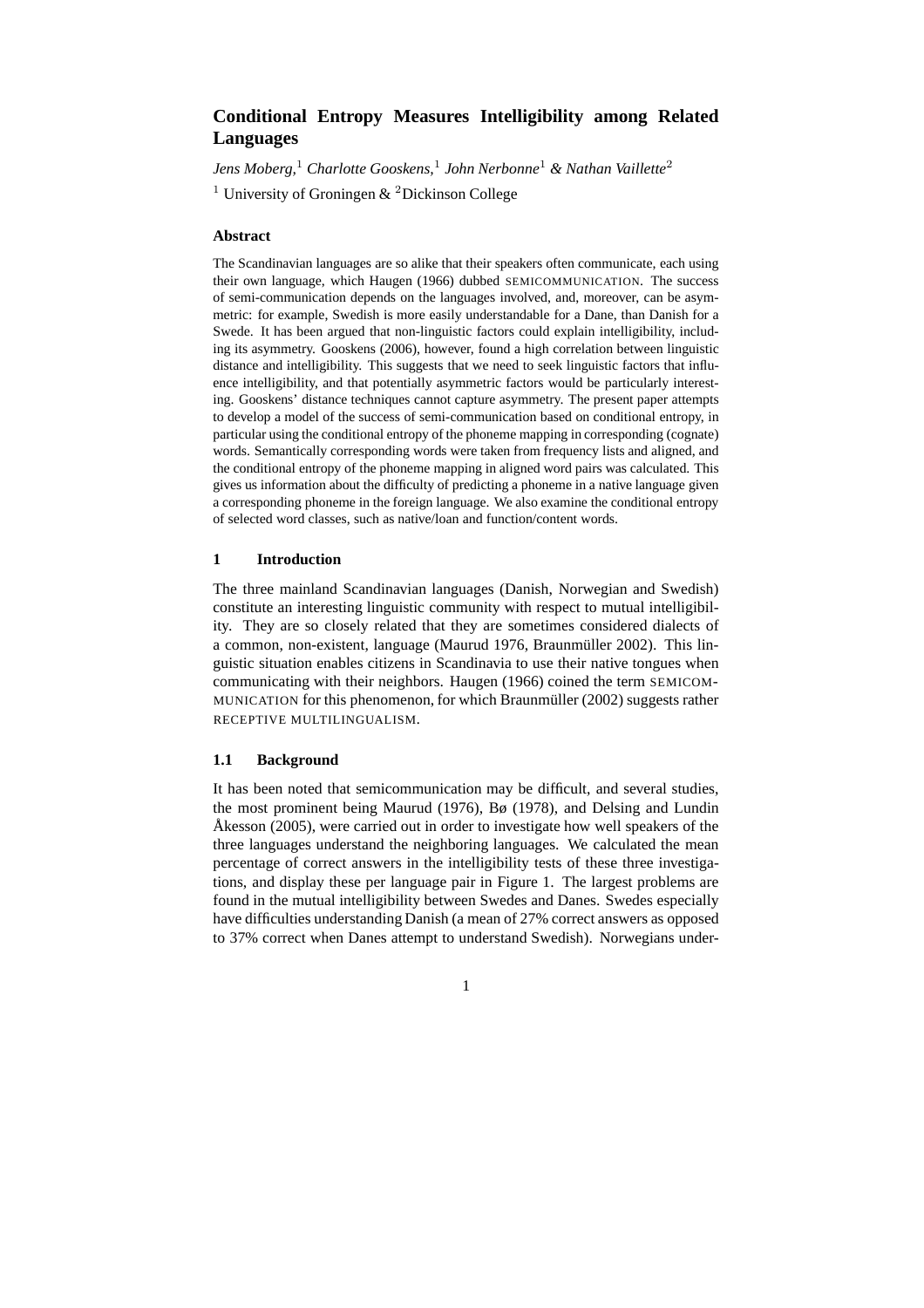# Conditional Entropy Measures Intelligibility among Related Languages

*Jens Moberg,*[1] *Charlotte Gooskens,*[1] *John Nerbonne*[1] *& Nathan Vaillette*[2]

[1] University of Groningen & [2] Dickinson College

### Abstract

The Scandinavian languages are so alike that their speakers often communicate, each using their own language, which Haugen (1966) dubbed SEMICOMMUNICATION. The success of semi-communication depends on the languages involved, and, moreover, can be asymmetric: for example, Swedish is more easily understandable for a Dane, than Danish for a Swede. It has been argued that non-linguistic factors could explain intelligibility, including its asymmetry. Gooskens (2006), however, found a high correlation between linguistic distance and intelligibility. This suggests that we need to seek linguistic factors that influence intelligibility, and that potentially asymmetric factors would be particularly interesting. Gooskens' distance techniques cannot capture asymmetry. The present paper attempts to develop a model of the success of semi-communication based on conditional entropy, in particular using the conditional entropy of the phoneme mapping in corresponding (cognate) words. Semantically corresponding words were taken from frequency lists and aligned, and the conditional entropy of the phoneme mapping in aligned word pairs was calculated. This gives us information about the difficulty of predicting a phoneme in a native language given a corresponding phoneme in the foreign language. We also examine the conditional entropy of selected word classes, such as native/loan and function/content words.

## 1 Introduction

The three mainland Scandinavian languages (Danish, Norwegian and Swedish) constitute an interesting linguistic community with respect to mutual intelligibility. They are so closely related that they are sometimes considered dialects of a common, non-existent, language (Maurud 1976, Braunmüller 2002). This linguistic situation enables citizens in Scandinavia to use their native tongues when communicating with their neighbors. Haugen (1966) coined the term SEMICOMMUNICATION for this phenomenon, for which Braunmüller (2002) suggests rather RECEPTIVE MULTILINGUALISM.

### 1.1 Background

It has been noted that semicommunication may be difficult, and several studies, the most prominent being Maurud (1976), Bø (1978), and Delsing and Lundin Åkesson (2005), were carried out in order to investigate how well speakers of the three languages understand the neighboring languages. We calculated the mean percentage of correct answers in the intelligibility tests of these three investigations, and display these per language pair in Figure 1. The largest problems are found in the mutual intelligibility between Swedes and Danes. Swedes especially have difficulties understanding Danish (a mean of 27% correct answers as opposed to 37% correct when Danes attempt to understand Swedish). Norwegians under-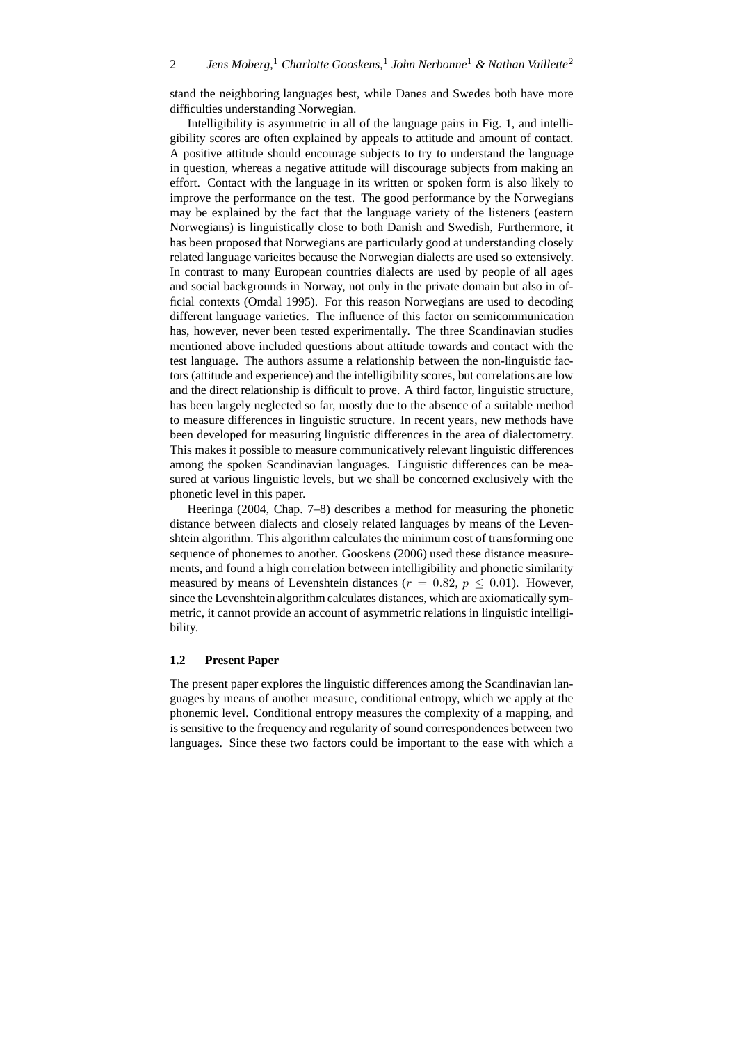stand the neighboring languages best, while Danes and Swedes both have more difficulties understanding Norwegian.

Intelligibility is asymmetric in all of the language pairs in Fig. 1, and intelligibility scores are often explained by appeals to attitude and amount of contact. A positive attitude should encourage subjects to try to understand the language in question, whereas a negative attitude will discourage subjects from making an effort. Contact with the language in its written or spoken form is also likely to improve the performance on the test. The good performance by the Norwegians may be explained by the fact that the language variety of the listeners (eastern Norwegians) is linguistically close to both Danish and Swedish, Furthermore, it has been proposed that Norwegians are particularly good at understanding closely related language varieites because the Norwegian dialects are used so extensively. In contrast to many European countries dialects are used by people of all ages and social backgrounds in Norway, not only in the private domain but also in official contexts (Omdal 1995). For this reason Norwegians are used to decoding different language varieties. The influence of this factor on semicommunication has, however, never been tested experimentally. The three Scandinavian studies mentioned above included questions about attitude towards and contact with the test language. The authors assume a relationship between the non-linguistic factors (attitude and experience) and the intelligibility scores, but correlations are low and the direct relationship is difficult to prove. A third factor, linguistic structure, has been largely neglected so far, mostly due to the absence of a suitable method to measure differences in linguistic structure. In recent years, new methods have been developed for measuring linguistic differences in the area of dialectometry. This makes it possible to measure communicatively relevant linguistic differences among the spoken Scandinavian languages. Linguistic differences can be measured at various linguistic levels, but we shall be concerned exclusively with the phonetic level in this paper.

Heeringa (2004, Chap. 7–8) describes a method for measuring the phonetic distance between dialects and closely related languages by means of the Levenshtein algorithm. This algorithm calculates the minimum cost of transforming one sequence of phonemes to another. Gooskens (2006) used these distance measurements, and found a high correlation between intelligibility and phonetic similarity measured by means of Levenshtein distances ($r = 0.82$, $p \leq 0.01$). However, since the Levenshtein algorithm calculates distances, which are axiomatically symmetric, it cannot provide an account of asymmetric relations in linguistic intelligibility.

### 1.2 Present Paper

The present paper explores the linguistic differences among the Scandinavian languages by means of another measure, conditional entropy, which we apply at the phonemic level. Conditional entropy measures the complexity of a mapping, and is sensitive to the frequency and regularity of sound correspondences between two languages. Since these two factors could be important to the ease with which a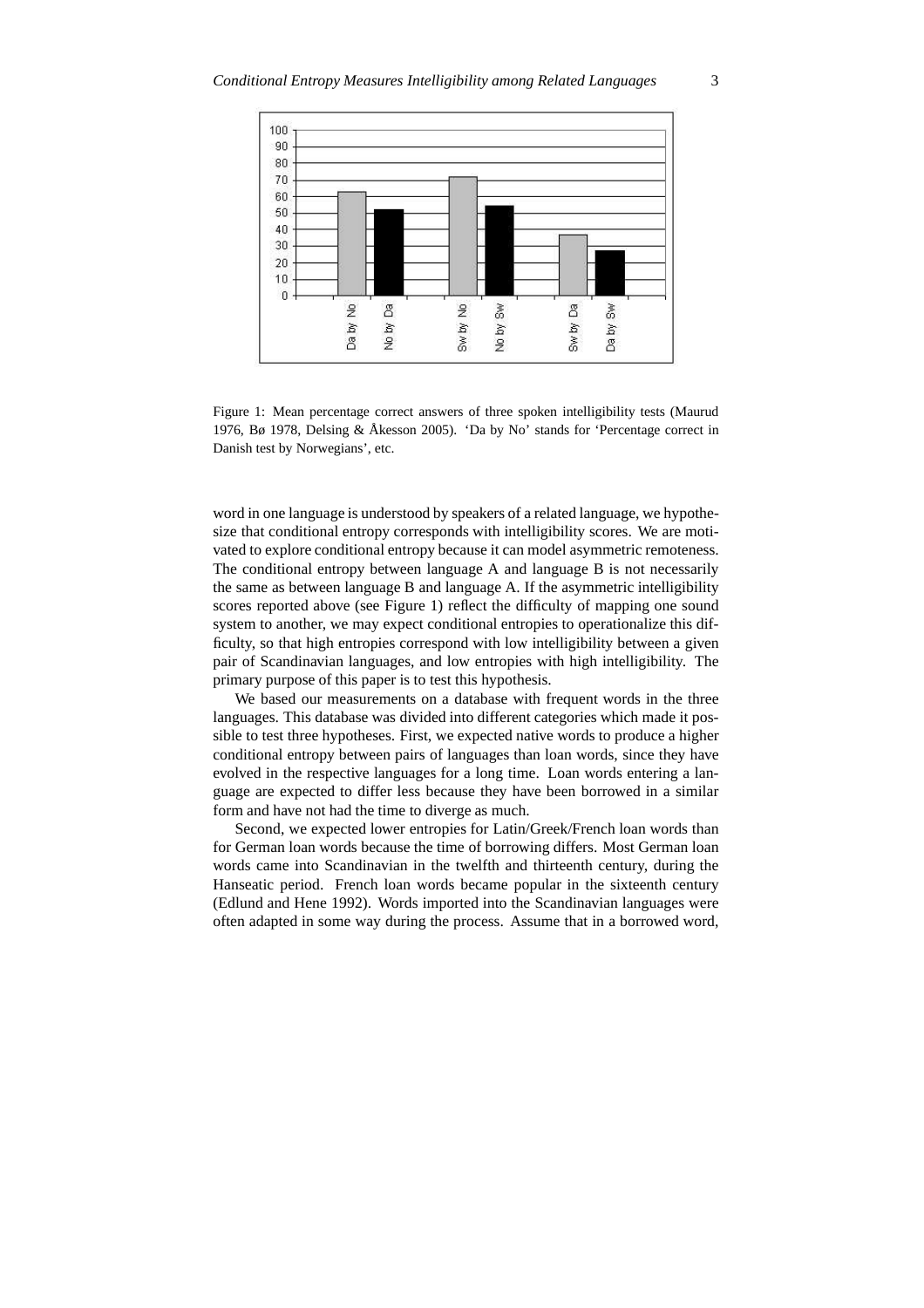Figure 1: Mean percentage correct answers of three spoken intelligibility tests (Maurud 1976, Bø 1978, Delsing & Åkesson 2005). 'Da by No' stands for 'Percentage correct in Danish test by Norwegians', etc.

word in one language is understood by speakers of a related language, we hypothesize that conditional entropy corresponds with intelligibility scores. We are motivated to explore conditional entropy because it can model asymmetric remoteness. The conditional entropy between language A and language B is not necessarily the same as between language B and language A. If the asymmetric intelligibility scores reported above (see Figure 1) reflect the difficulty of mapping one sound system to another, we may expect conditional entropies to operationalize this difficulty, so that high entropies correspond with low intelligibility between a given pair of Scandinavian languages, and low entropies with high intelligibility. The primary purpose of this paper is to test this hypothesis.

We based our measurements on a database with frequent words in the three languages. This database was divided into different categories which made it possible to test three hypotheses. First, we expected native words to produce a higher conditional entropy between pairs of languages than loan words, since they have evolved in the respective languages for a long time. Loan words entering a language are expected to differ less because they have been borrowed in a similar form and have not had the time to diverge as much.

Second, we expected lower entropies for Latin/Greek/French loan words than for German loan words because the time of borrowing differs. Most German loan words came into Scandinavian in the twelfth and thirteenth century, during the Hanseatic period. French loan words became popular in the sixteenth century (Edlund and Hene 1992). Words imported into the Scandinavian languages were often adapted in some way during the process. Assume that in a borrowed word,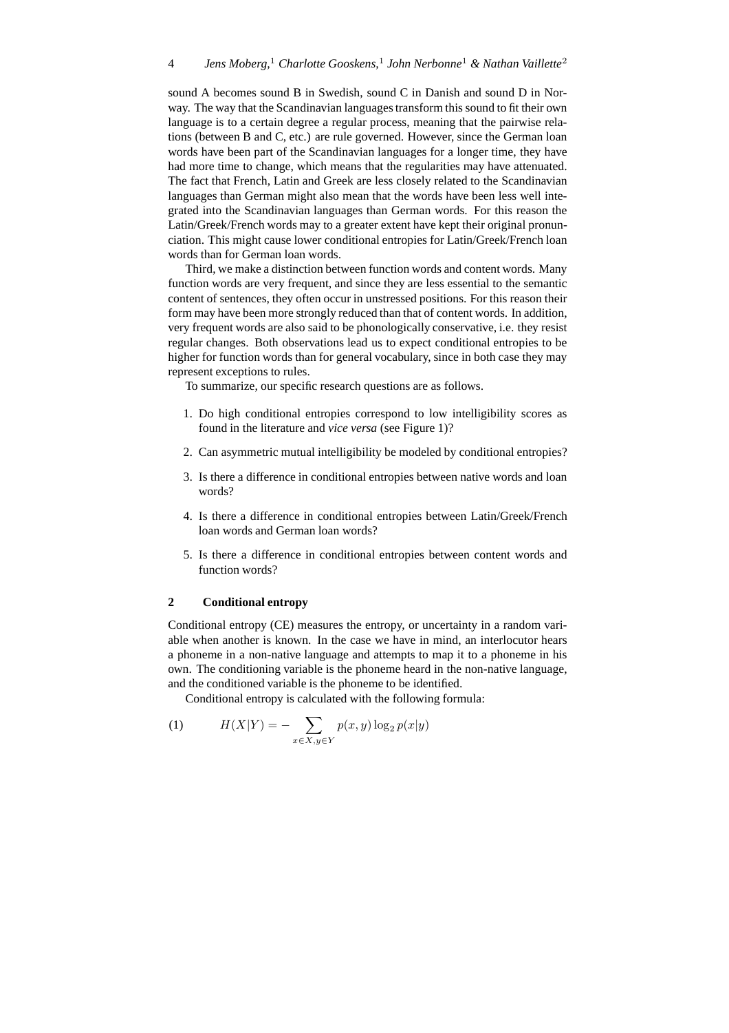sound A becomes sound B in Swedish, sound C in Danish and sound D in Norway. The way that the Scandinavian languages transform this sound to fit their own language is to a certain degree a regular process, meaning that the pairwise relations (between B and C, etc.) are rule governed. However, since the German loan words have been part of the Scandinavian languages for a longer time, they have had more time to change, which means that the regularities may have attenuated. The fact that French, Latin and Greek are less closely related to the Scandinavian languages than German might also mean that the words have been less well integrated into the Scandinavian languages than German words. For this reason the Latin/Greek/French words may to a greater extent have kept their original pronunciation. This might cause lower conditional entropies for Latin/Greek/French loan words than for German loan words.

Third, we make a distinction between function words and content words. Many function words are very frequent, and since they are less essential to the semantic content of sentences, they often occur in unstressed positions. For this reason their form may have been more strongly reduced than that of content words. In addition, very frequent words are also said to be phonologically conservative, i.e. they resist regular changes. Both observations lead us to expect conditional entropies to be higher for function words than for general vocabulary, since in both case they may represent exceptions to rules.

To summarize, our specific research questions are as follows.

1. Do high conditional entropies correspond to low intelligibility scores as found in the literature and *vice versa* (see Figure 1)?
2. Can asymmetric mutual intelligibility be modeled by conditional entropies?
3. Is there a difference in conditional entropies between native words and loan words?
4. Is there a difference in conditional entropies between Latin/Greek/French loan words and German loan words?
5. Is there a difference in conditional entropies between content words and function words?

## 2 Conditional entropy

Conditional entropy (CE) measures the entropy, or uncertainty in a random variable when another is known. In the case we have in mind, an interlocutor hears a phoneme in a non-native language and attempts to map it to a phoneme in his own. The conditioning variable is the phoneme heard in the non-native language, and the conditioned variable is the phoneme to be identified.

Conditional entropy is calculated with the following formula:

$$H(X|Y) = -\sum_{x \in X, y \in Y} p(x,y) \log_2 p(x|y) \tag{1}$$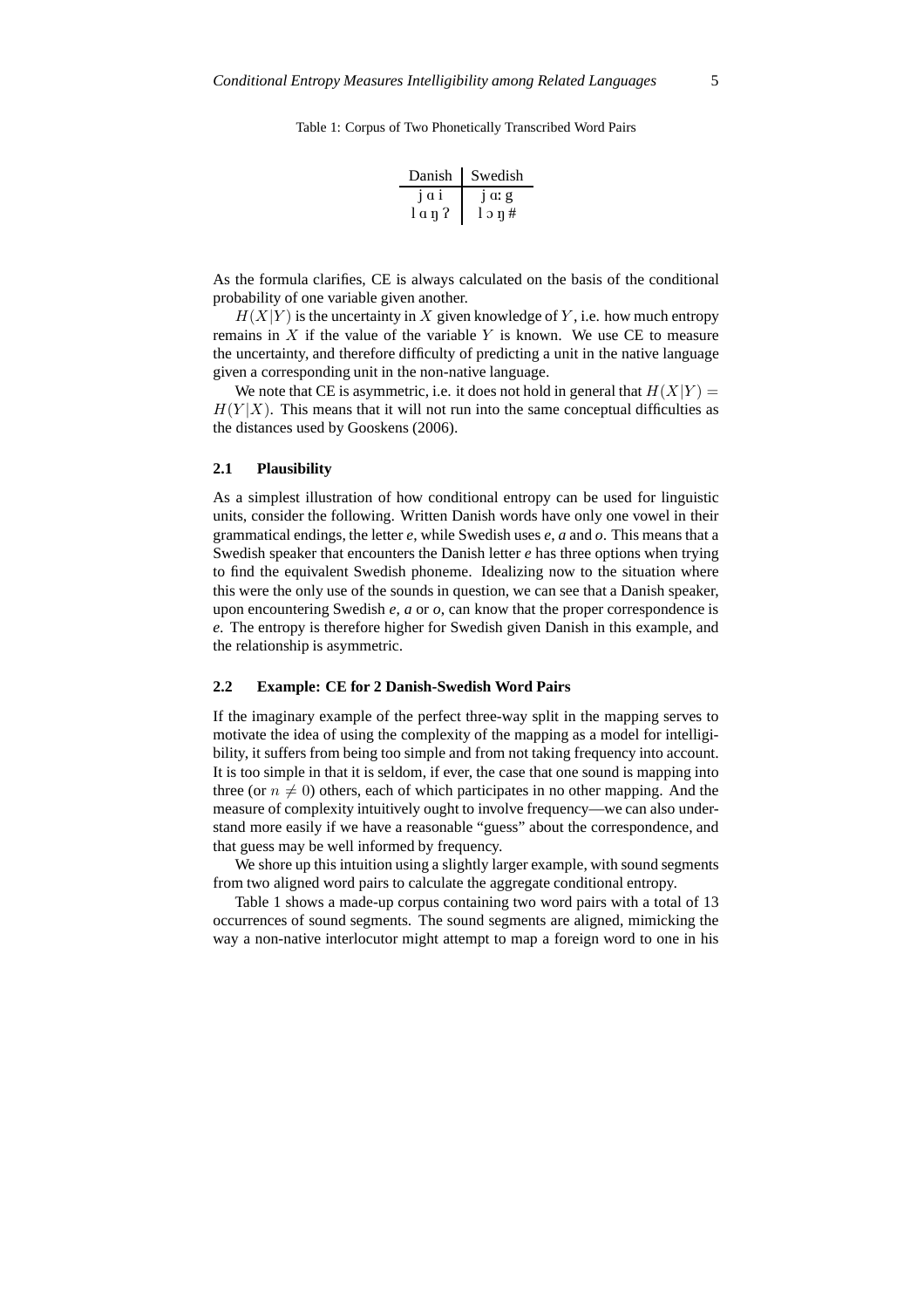Table 1: Corpus of Two Phonetically Transcribed Word Pairs

| Danish | Swedish |
| --- | --- |
| j ɑ i | j ɑː g |
| l ɑ ŋ ʔ | l ɔ ŋ # |

As the formula clarifies, CE is always calculated on the basis of the conditional probability of one variable given another.

$H(X|Y)$ is the uncertainty in $X$ given knowledge of $Y$, i.e. how much entropy remains in $X$ if the value of the variable $Y$ is known. We use CE to measure the uncertainty, and therefore difficulty of predicting a unit in the native language given a corresponding unit in the non-native language.

We note that CE is asymmetric, i.e. it does not hold in general that $H(X|Y) = H(Y|X)$. This means that it will not run into the same conceptual difficulties as the distances used by Gooskens (2006).

### 2.1 Plausibility

As a simplest illustration of how conditional entropy can be used for linguistic units, consider the following. Written Danish words have only one vowel in their grammatical endings, the letter *e*, while Swedish uses *e*, *a* and *o*. This means that a Swedish speaker that encounters the Danish letter *e* has three options when trying to find the equivalent Swedish phoneme. Idealizing now to the situation where this were the only use of the sounds in question, we can see that a Danish speaker, upon encountering Swedish *e*, *a* or *o*, can know that the proper correspondence is *e*. The entropy is therefore higher for Swedish given Danish in this example, and the relationship is asymmetric.

### 2.2 Example: CE for 2 Danish-Swedish Word Pairs

If the imaginary example of the perfect three-way split in the mapping serves to motivate the idea of using the complexity of the mapping as a model for intelligibility, it suffers from being too simple and from not taking frequency into account. It is too simple in that it is seldom, if ever, the case that one sound is mapping into three (or $n \neq 0$) others, each of which participates in no other mapping. And the measure of complexity intuitively ought to involve frequency—we can also understand more easily if we have a reasonable "guess" about the correspondence, and that guess may be well informed by frequency.

We shore up this intuition using a slightly larger example, with sound segments from two aligned word pairs to calculate the aggregate conditional entropy.

Table 1 shows a made-up corpus containing two word pairs with a total of 13 occurrences of sound segments. The sound segments are aligned, mimicking the way a non-native interlocutor might attempt to map a foreign word to one in his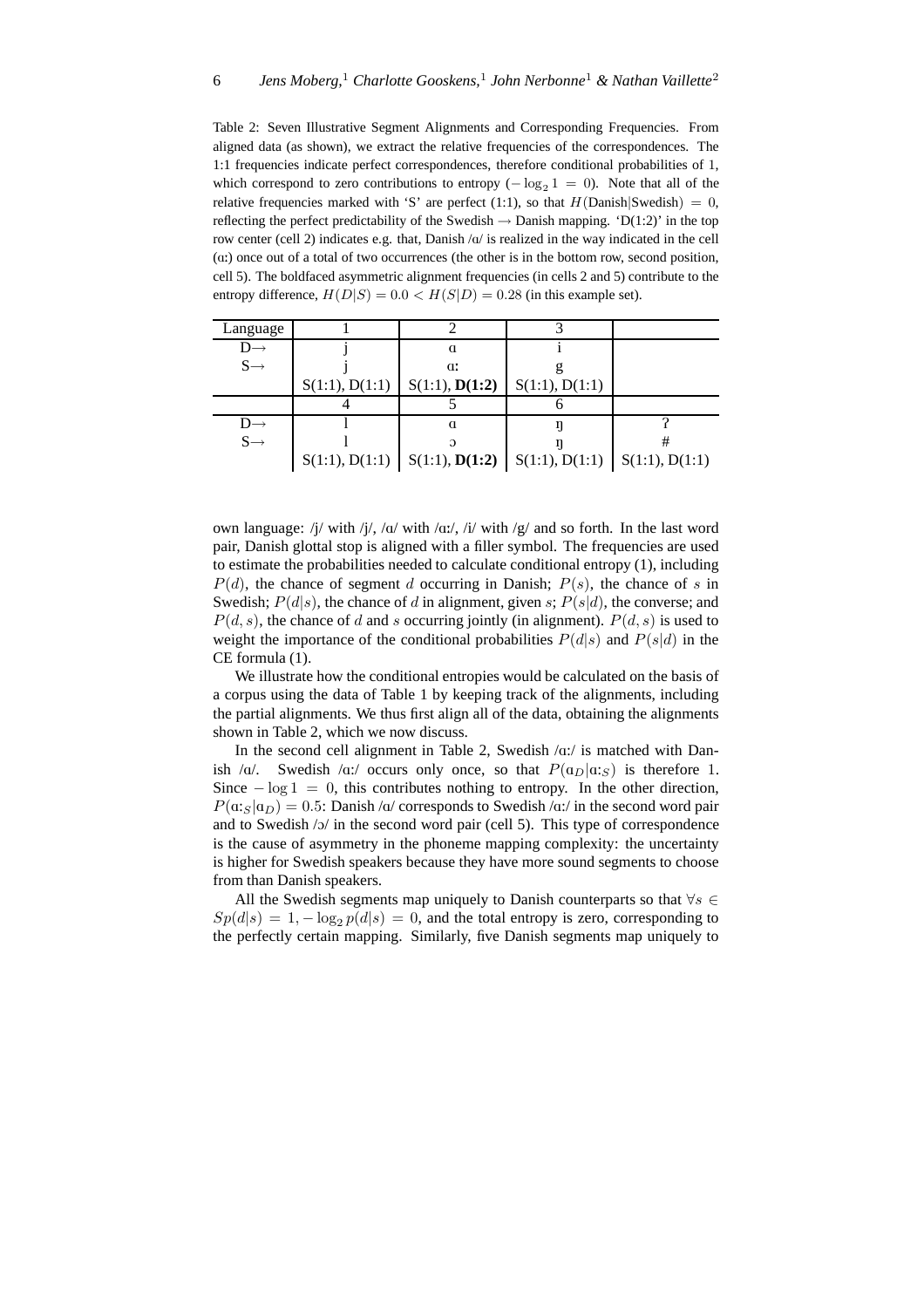Table 2: Seven Illustrative Segment Alignments and Corresponding Frequencies. From aligned data (as shown), we extract the relative frequencies of the correspondences. The 1:1 frequencies indicate perfect correspondences, therefore conditional probabilities of 1, which correspond to zero contributions to entropy ($-\log_2 1 = 0$). Note that all of the relative frequencies marked with 'S' are perfect (1:1), so that $H(\text{Danish}|\text{Swedish}) = 0$, reflecting the perfect predictability of the Swedish → Danish mapping. 'D(1:2)' in the top row center (cell 2) indicates e.g. that, Danish /ɑ/ is realized in the way indicated in the cell (ɑː) once out of a total of two occurrences (the other is in the bottom row, second position, cell 5). The boldfaced asymmetric alignment frequencies (in cells 2 and 5) contribute to the entropy difference, $H(D|S) = 0.0 < H(S|D) = 0.28$ (in this example set).

| Language | 1 | 2 | 3 | |
|---|---|---|---|---|
| D→ | j | ɑ | i | |
| S→ | j | ɑː | g | |
| | S(1:1), D(1:1) | S(1:1), **D(1:2)** | S(1:1), D(1:1) | |
| | 4 | 5 | 6 | |
| D→ | l | ɑ | ŋ | ʔ |
| S→ | l | ɔ | ŋ | # |
| | S(1:1), D(1:1) | S(1:1), **D(1:2)** | S(1:1), D(1:1) | S(1:1), D(1:1) |

own language: /j/ with /j/, /ɑ/ with /ɑː/, /i/ with /g/ and so forth. In the last word pair, Danish glottal stop is aligned with a filler symbol. The frequencies are used to estimate the probabilities needed to calculate conditional entropy (1), including $P(d)$, the chance of segment $d$ occurring in Danish; $P(s)$, the chance of $s$ in Swedish; $P(d|s)$, the chance of $d$ in alignment, given $s$; $P(s|d)$, the converse; and $P(d, s)$, the chance of $d$ and $s$ occurring jointly (in alignment). $P(d, s)$ is used to weight the importance of the conditional probabilities $P(d|s)$ and $P(s|d)$ in the CE formula (1).

We illustrate how the conditional entropies would be calculated on the basis of a corpus using the data of Table 1 by keeping track of the alignments, including the partial alignments. We thus first align all of the data, obtaining the alignments shown in Table 2, which we now discuss.

In the second cell alignment in Table 2, Swedish /ɑː/ is matched with Danish /ɑ/. Swedish /ɑː/ occurs only once, so that $P(\text{ɑ}_D|\text{ɑː}_S)$ is therefore 1. Since $-\log 1 = 0$, this contributes nothing to entropy. In the other direction, $P(\text{ɑː}_S|\text{ɑ}_D) = 0.5$: Danish /ɑ/ corresponds to Swedish /ɑː/ in the second word pair and to Swedish /ɔ/ in the second word pair (cell 5). This type of correspondence is the cause of asymmetry in the phoneme mapping complexity: the uncertainty is higher for Swedish speakers because they have more sound segments to choose from than Danish speakers.

All the Swedish segments map uniquely to Danish counterparts so that $\forall s \in S p(d|s) = 1, -\log_2 p(d|s) = 0$, and the total entropy is zero, corresponding to the perfectly certain mapping. Similarly, five Danish segments map uniquely to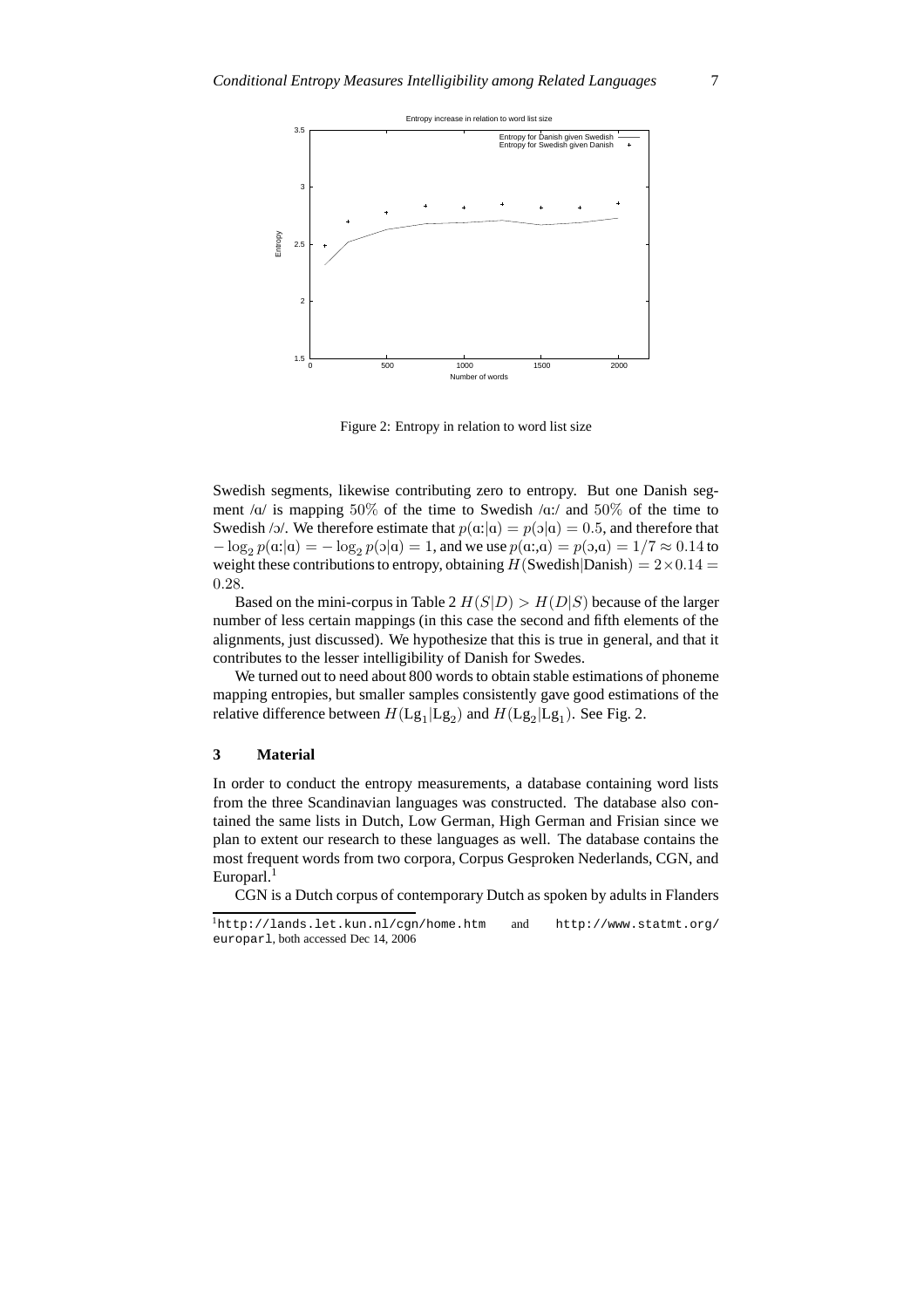Figure 2: Entropy in relation to word list size

Swedish segments, likewise contributing zero to entropy. But one Danish segment /ɑ/ is mapping 50% of the time to Swedish /ɑː/ and 50% of the time to Swedish /ɔ/. We therefore estimate that $p(\text{ɑː}|\text{ɑ}) = p(\text{ɔ}|\text{ɑ}) = 0.5$, and therefore that $-\log_2 p(\text{ɑː}|\text{ɑ}) = -\log_2 p(\text{ɔ}|\text{ɑ}) = 1$, and we use $p(\text{ɑː},\text{ɑ}) = p(\text{ɔ},\text{ɑ}) = 1/7 \approx 0.14$ to weight these contributions to entropy, obtaining $H(\text{Swedish}|\text{Danish}) = 2 \times 0.14 = 0.28$.

Based on the mini-corpus in Table 2 $H(S|D) > H(D|S)$ because of the larger number of less certain mappings (in this case the second and fifth elements of the alignments, just discussed). We hypothesize that this is true in general, and that it contributes to the lesser intelligibility of Danish for Swedes.

We turned out to need about 800 words to obtain stable estimations of phoneme mapping entropies, but smaller samples consistently gave good estimations of the relative difference between $H(\text{Lg}_1|\text{Lg}_2)$ and $H(\text{Lg}_2|\text{Lg}_1)$. See Fig. 2.

## 3 Material

In order to conduct the entropy measurements, a database containing word lists from the three Scandinavian languages was constructed. The database also contained the same lists in Dutch, Low German, High German and Frisian since we plan to extent our research to these languages as well. The database contains the most frequent words from two corpora, Corpus Gesproken Nederlands, CGN, and Europarl.[1]

CGN is a Dutch corpus of contemporary Dutch as spoken by adults in Flanders

[1] `http://lands.let.kun.nl/cgn/home.htm` and `http://www.statmt.org/europarl`, both accessed Dec 14, 2006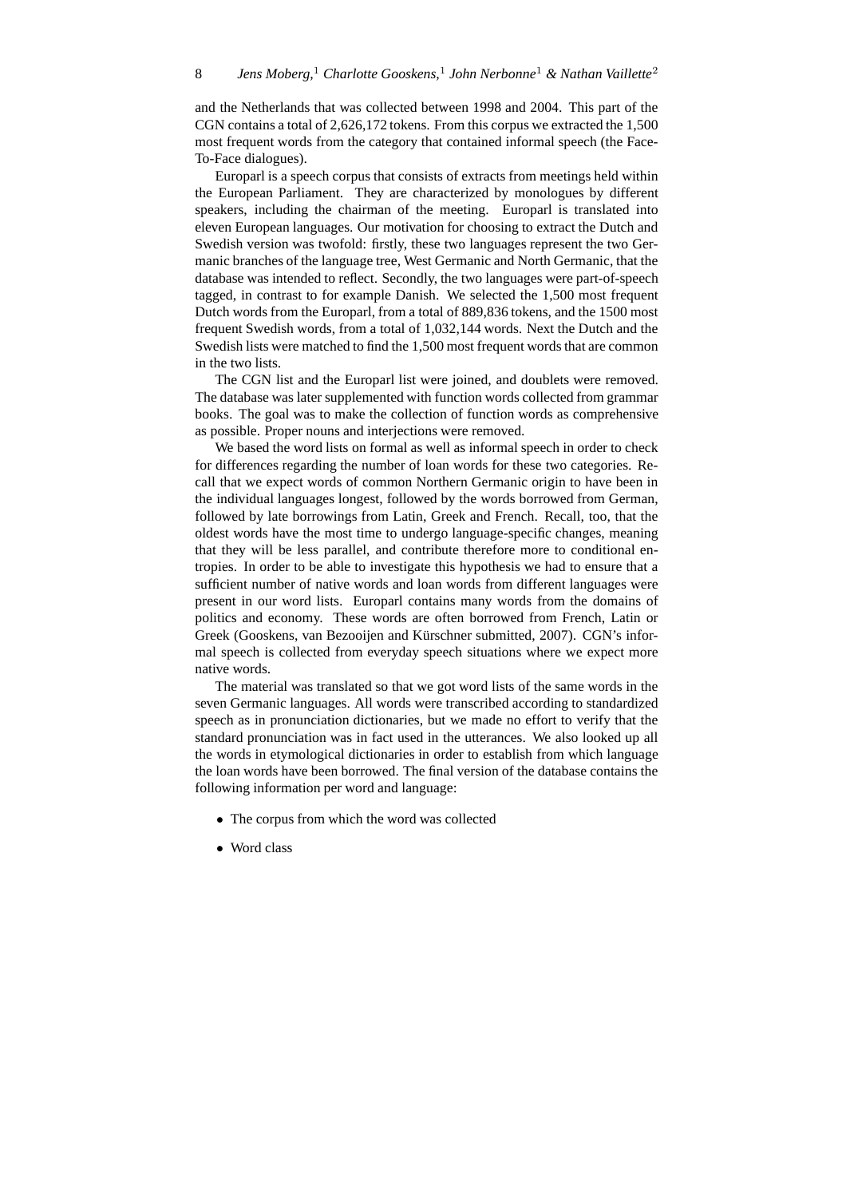and the Netherlands that was collected between 1998 and 2004. This part of the CGN contains a total of 2,626,172 tokens. From this corpus we extracted the 1,500 most frequent words from the category that contained informal speech (the Face-To-Face dialogues).

Europarl is a speech corpus that consists of extracts from meetings held within the European Parliament. They are characterized by monologues by different speakers, including the chairman of the meeting. Europarl is translated into eleven European languages. Our motivation for choosing to extract the Dutch and Swedish version was twofold: firstly, these two languages represent the two Germanic branches of the language tree, West Germanic and North Germanic, that the database was intended to reflect. Secondly, the two languages were part-of-speech tagged, in contrast to for example Danish. We selected the 1,500 most frequent Dutch words from the Europarl, from a total of 889,836 tokens, and the 1500 most frequent Swedish words, from a total of 1,032,144 words. Next the Dutch and the Swedish lists were matched to find the 1,500 most frequent words that are common in the two lists.

The CGN list and the Europarl list were joined, and doublets were removed. The database was later supplemented with function words collected from grammar books. The goal was to make the collection of function words as comprehensive as possible. Proper nouns and interjections were removed.

We based the word lists on formal as well as informal speech in order to check for differences regarding the number of loan words for these two categories. Recall that we expect words of common Northern Germanic origin to have been in the individual languages longest, followed by the words borrowed from German, followed by late borrowings from Latin, Greek and French. Recall, too, that the oldest words have the most time to undergo language-specific changes, meaning that they will be less parallel, and contribute therefore more to conditional entropies. In order to be able to investigate this hypothesis we had to ensure that a sufficient number of native words and loan words from different languages were present in our word lists. Europarl contains many words from the domains of politics and economy. These words are often borrowed from French, Latin or Greek (Gooskens, van Bezooijen and Kürschner submitted, 2007). CGN's informal speech is collected from everyday speech situations where we expect more native words.

The material was translated so that we got word lists of the same words in the seven Germanic languages. All words were transcribed according to standardized speech as in pronunciation dictionaries, but we made no effort to verify that the standard pronunciation was in fact used in the utterances. We also looked up all the words in etymological dictionaries in order to establish from which language the loan words have been borrowed. The final version of the database contains the following information per word and language:

- The corpus from which the word was collected
- Word class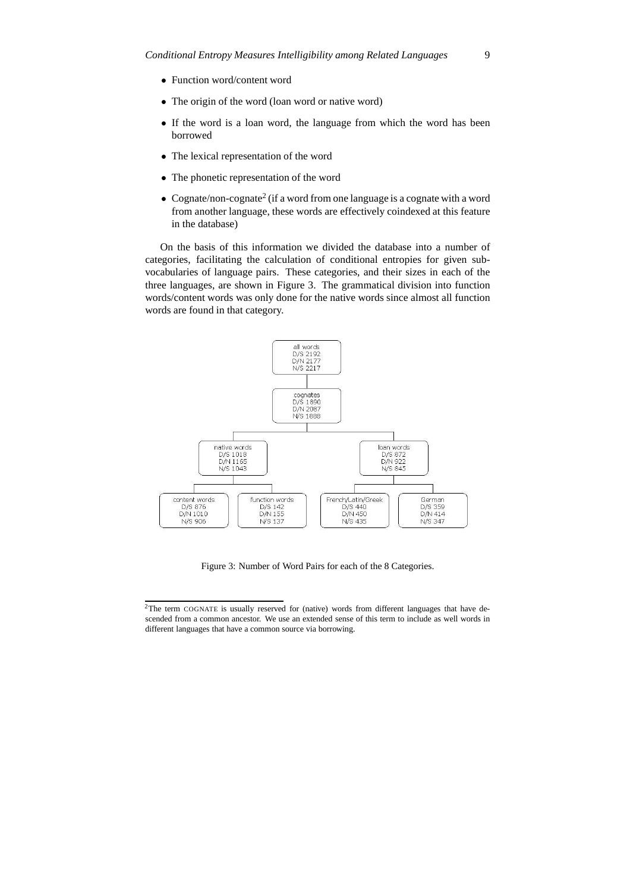- Function word/content word
- The origin of the word (loan word or native word)
- If the word is a loan word, the language from which the word has been borrowed
- The lexical representation of the word
- The phonetic representation of the word
- Cognate/non-cognate[2] (if a word from one language is a cognate with a word from another language, these words are effectively coindexed at this feature in the database)

On the basis of this information we divided the database into a number of categories, facilitating the calculation of conditional entropies for given sub-vocabularies of language pairs. These categories, and their sizes in each of the three languages, are shown in Figure 3. The grammatical division into function words/content words was only done for the native words since almost all function words are found in that category.

```
                              all words
                              D/S 2192
                              D/N 2177
                              N/S 2217
                                  |
                              cognates
                              D/S 1890
                              D/N 2087
                              N/S 1888
                                  |
              +-------------------+-------------------+
              |                                       |
         native words                            loan words
          D/S 1018                                D/S 872
          D/N 1165                                D/N 922
          N/S 1043                                N/S 845
              |                                       |
      +-------+-------+                     +---------+---------+
      |               |                     |                   |
content words   function words    French/Latin/Greek          German
  D/S 876          D/S 142             D/S 440               D/S 359
  D/N 1010         D/N 155             D/N 450               D/N 414
  N/S 906          N/S 137             N/S 435               N/S 347
```

Figure 3: Number of Word Pairs for each of the 8 Categories.

---

[2] The term COGNATE is usually reserved for (native) words from different languages that have descended from a common ancestor. We use an extended sense of this term to include as well words in different languages that have a common source via borrowing.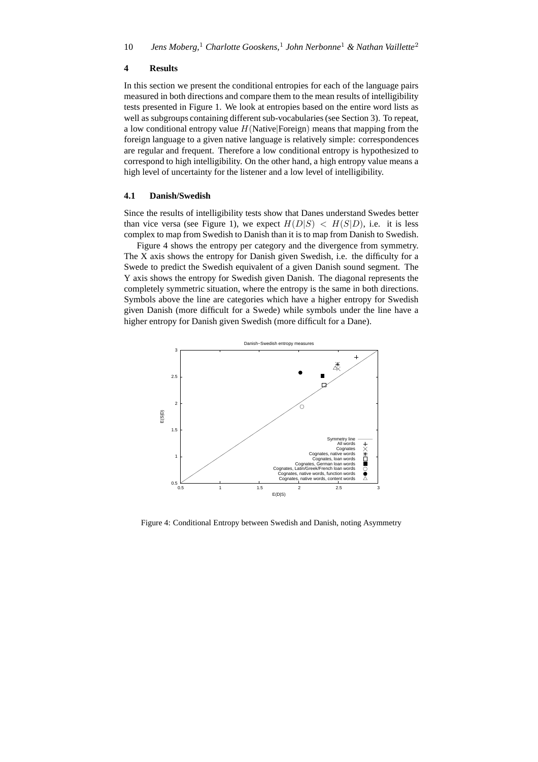## 4 Results

In this section we present the conditional entropies for each of the language pairs measured in both directions and compare them to the mean results of intelligibility tests presented in Figure 1. We look at entropies based on the entire word lists as well as subgroups containing different sub-vocabularies (see Section 3). To repeat, a low conditional entropy value $H(\text{Native}|\text{Foreign})$ means that mapping from the foreign language to a given native language is relatively simple: correspondences are regular and frequent. Therefore a low conditional entropy is hypothesized to correspond to high intelligibility. On the other hand, a high entropy value means a high level of uncertainty for the listener and a low level of intelligibility.

### 4.1 Danish/Swedish

Since the results of intelligibility tests show that Danes understand Swedes better than vice versa (see Figure 1), we expect $H(D|S) < H(S|D)$, i.e. it is less complex to map from Swedish to Danish than it is to map from Danish to Swedish.

Figure 4 shows the entropy per category and the divergence from symmetry. The X axis shows the entropy for Danish given Swedish, i.e. the difficulty for a Swede to predict the Swedish equivalent of a given Danish sound segment. The Y axis shows the entropy for Swedish given Danish. The diagonal represents the completely symmetric situation, where the entropy is the same in both directions. Symbols above the line are categories which have a higher entropy for Swedish given Danish (more difficult for a Swede) while symbols under the line have a higher entropy for Danish given Swedish (more difficult for a Dane).

Figure 4: Conditional Entropy between Swedish and Danish, noting Asymmetry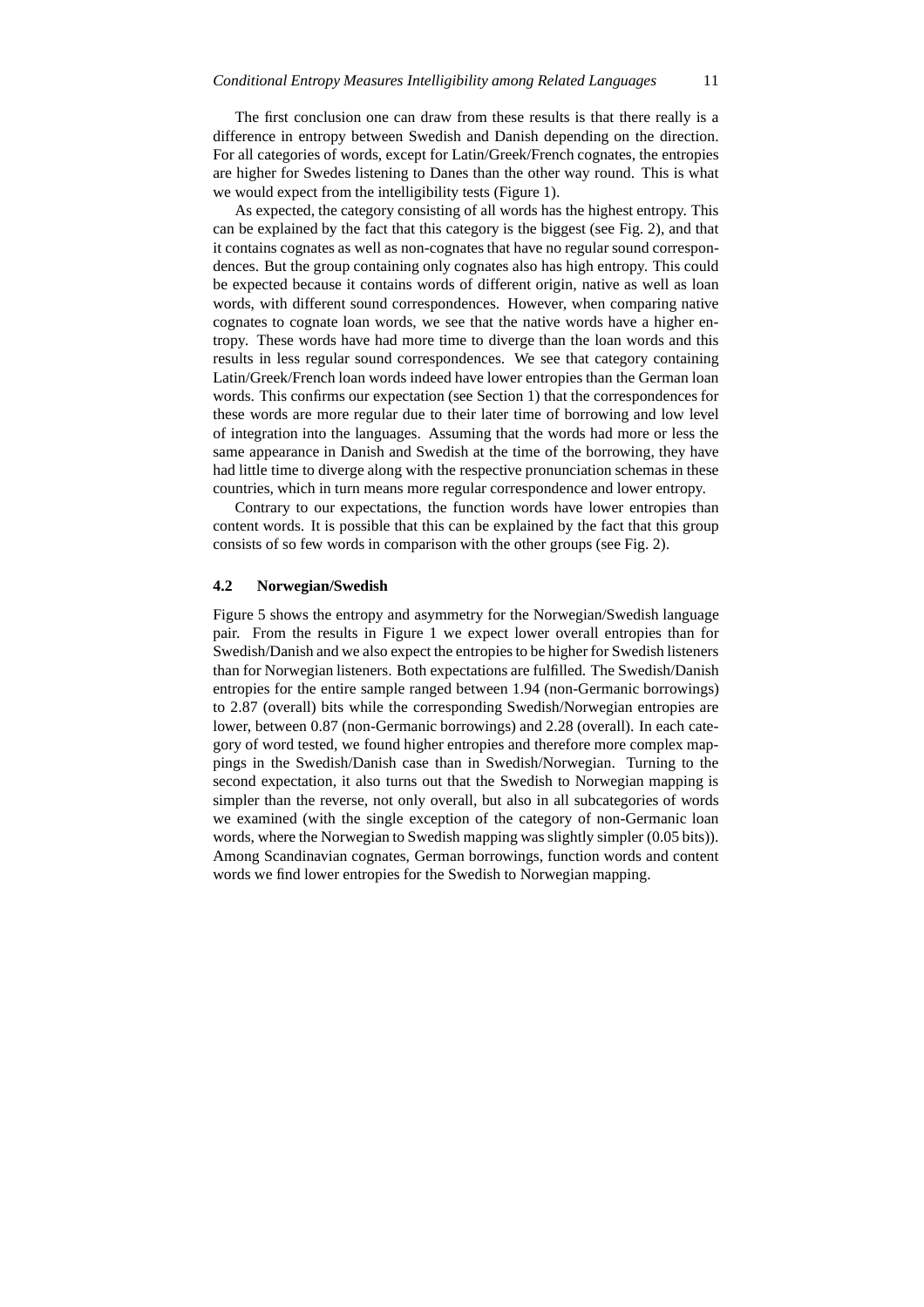The first conclusion one can draw from these results is that there really is a difference in entropy between Swedish and Danish depending on the direction. For all categories of words, except for Latin/Greek/French cognates, the entropies are higher for Swedes listening to Danes than the other way round. This is what we would expect from the intelligibility tests (Figure 1).

As expected, the category consisting of all words has the highest entropy. This can be explained by the fact that this category is the biggest (see Fig. 2), and that it contains cognates as well as non-cognates that have no regular sound correspondences. But the group containing only cognates also has high entropy. This could be expected because it contains words of different origin, native as well as loan words, with different sound correspondences. However, when comparing native cognates to cognate loan words, we see that the native words have a higher entropy. These words have had more time to diverge than the loan words and this results in less regular sound correspondences. We see that category containing Latin/Greek/French loan words indeed have lower entropies than the German loan words. This confirms our expectation (see Section 1) that the correspondences for these words are more regular due to their later time of borrowing and low level of integration into the languages. Assuming that the words had more or less the same appearance in Danish and Swedish at the time of the borrowing, they have had little time to diverge along with the respective pronunciation schemas in these countries, which in turn means more regular correspondence and lower entropy.

Contrary to our expectations, the function words have lower entropies than content words. It is possible that this can be explained by the fact that this group consists of so few words in comparison with the other groups (see Fig. 2).

### 4.2 Norwegian/Swedish

Figure 5 shows the entropy and asymmetry for the Norwegian/Swedish language pair. From the results in Figure 1 we expect lower overall entropies than for Swedish/Danish and we also expect the entropies to be higher for Swedish listeners than for Norwegian listeners. Both expectations are fulfilled. The Swedish/Danish entropies for the entire sample ranged between 1.94 (non-Germanic borrowings) to 2.87 (overall) bits while the corresponding Swedish/Norwegian entropies are lower, between 0.87 (non-Germanic borrowings) and 2.28 (overall). In each category of word tested, we found higher entropies and therefore more complex mappings in the Swedish/Danish case than in Swedish/Norwegian. Turning to the second expectation, it also turns out that the Swedish to Norwegian mapping is simpler than the reverse, not only overall, but also in all subcategories of words we examined (with the single exception of the category of non-Germanic loan words, where the Norwegian to Swedish mapping was slightly simpler (0.05 bits)). Among Scandinavian cognates, German borrowings, function words and content words we find lower entropies for the Swedish to Norwegian mapping.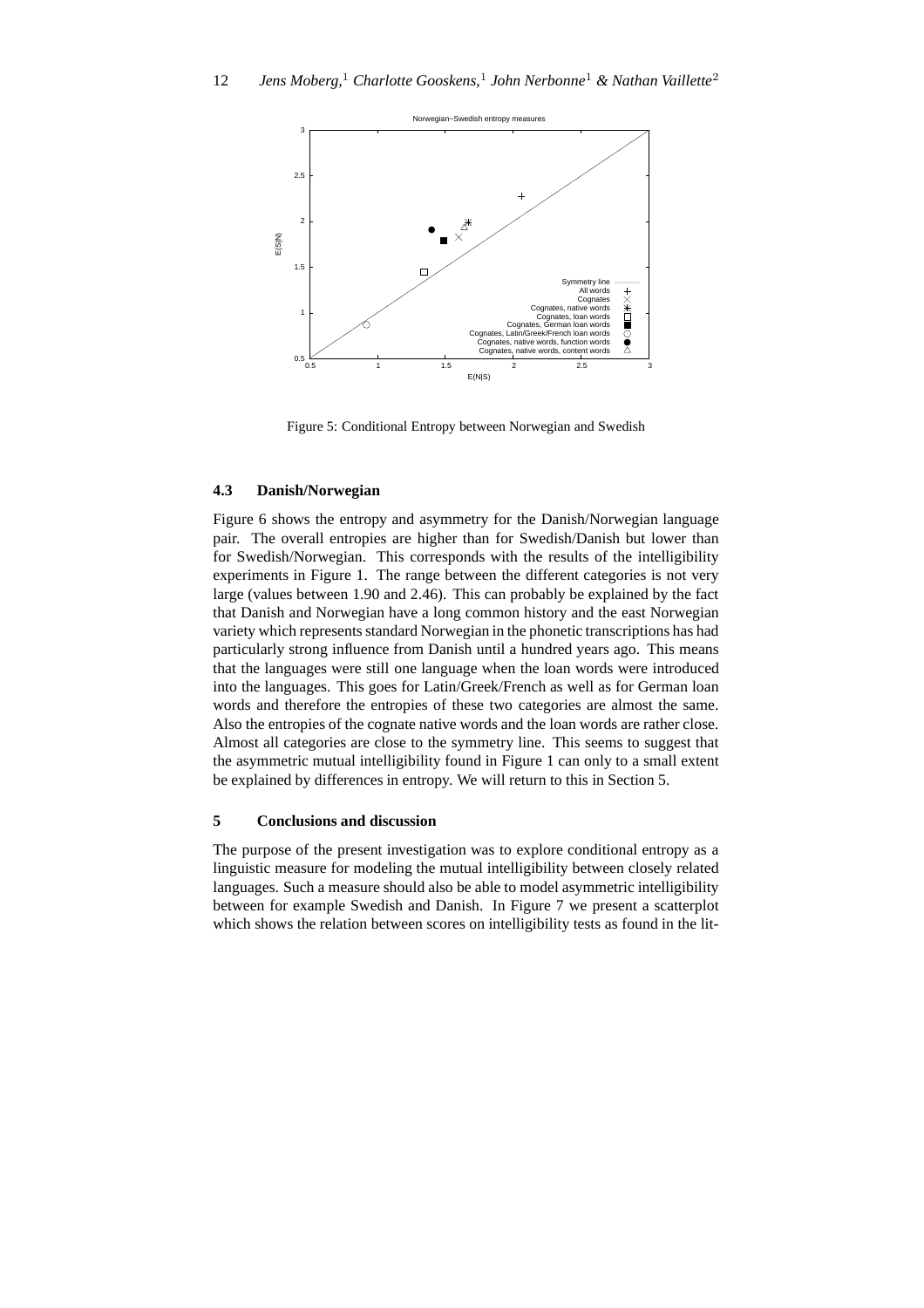Figure 5: Conditional Entropy between Norwegian and Swedish

### 4.3 Danish/Norwegian

Figure 6 shows the entropy and asymmetry for the Danish/Norwegian language pair. The overall entropies are higher than for Swedish/Danish but lower than for Swedish/Norwegian. This corresponds with the results of the intelligibility experiments in Figure 1. The range between the different categories is not very large (values between 1.90 and 2.46). This can probably be explained by the fact that Danish and Norwegian have a long common history and the east Norwegian variety which represents standard Norwegian in the phonetic transcriptions has had particularly strong influence from Danish until a hundred years ago. This means that the languages were still one language when the loan words were introduced into the languages. This goes for Latin/Greek/French as well as for German loan words and therefore the entropies of these two categories are almost the same. Also the entropies of the cognate native words and the loan words are rather close. Almost all categories are close to the symmetry line. This seems to suggest that the asymmetric mutual intelligibility found in Figure 1 can only to a small extent be explained by differences in entropy. We will return to this in Section 5.

## 5 Conclusions and discussion

The purpose of the present investigation was to explore conditional entropy as a linguistic measure for modeling the mutual intelligibility between closely related languages. Such a measure should also be able to model asymmetric intelligibility between for example Swedish and Danish. In Figure 7 we present a scatterplot which shows the relation between scores on intelligibility tests as found in the lit-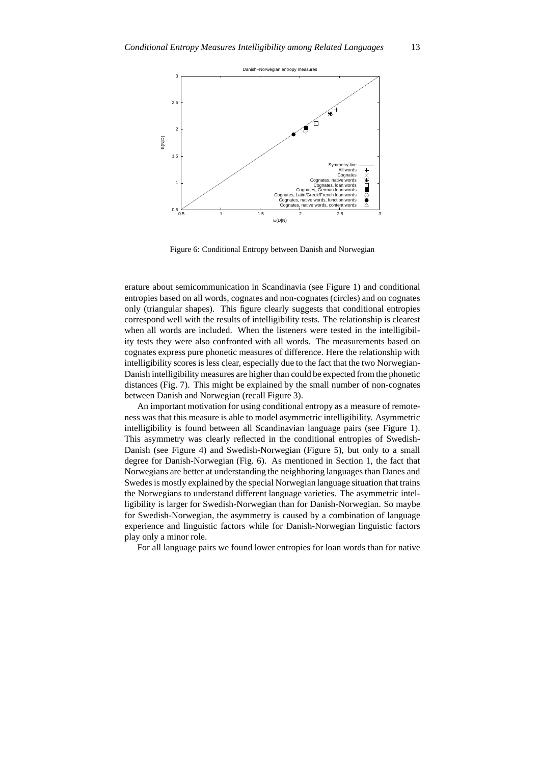Figure 6: Conditional Entropy between Danish and Norwegian

erature about semicommunication in Scandinavia (see Figure 1) and conditional entropies based on all words, cognates and non-cognates (circles) and on cognates only (triangular shapes). This figure clearly suggests that conditional entropies correspond well with the results of intelligibility tests. The relationship is clearest when all words are included. When the listeners were tested in the intelligibility tests they were also confronted with all words. The measurements based on cognates express pure phonetic measures of difference. Here the relationship with intelligibility scores is less clear, especially due to the fact that the two Norwegian-Danish intelligibility measures are higher than could be expected from the phonetic distances (Fig. 7). This might be explained by the small number of non-cognates between Danish and Norwegian (recall Figure 3).

An important motivation for using conditional entropy as a measure of remoteness was that this measure is able to model asymmetric intelligibility. Asymmetric intelligibility is found between all Scandinavian language pairs (see Figure 1). This asymmetry was clearly reflected in the conditional entropies of Swedish-Danish (see Figure 4) and Swedish-Norwegian (Figure 5), but only to a small degree for Danish-Norwegian (Fig. 6). As mentioned in Section 1, the fact that Norwegians are better at understanding the neighboring languages than Danes and Swedes is mostly explained by the special Norwegian language situation that trains the Norwegians to understand different language varieties. The asymmetric intelligibility is larger for Swedish-Norwegian than for Danish-Norwegian. So maybe for Swedish-Norwegian, the asymmetry is caused by a combination of language experience and linguistic factors while for Danish-Norwegian linguistic factors play only a minor role.

For all language pairs we found lower entropies for loan words than for native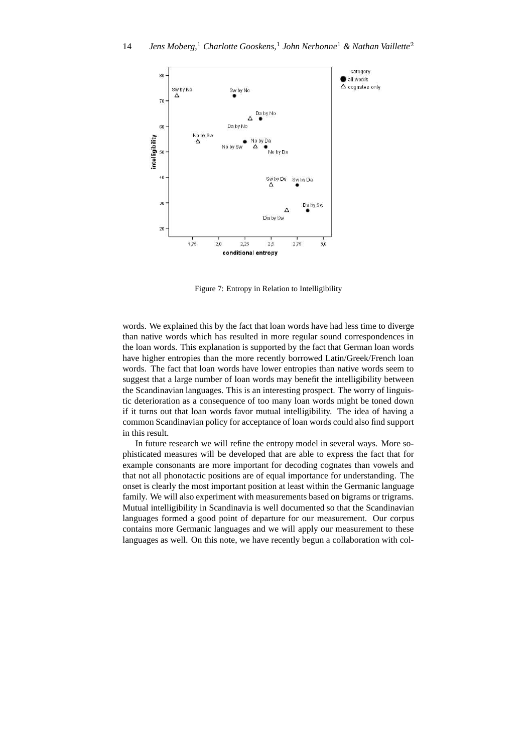Figure 7: Entropy in Relation to Intelligibility

words. We explained this by the fact that loan words have had less time to diverge than native words which has resulted in more regular sound correspondences in the loan words. This explanation is supported by the fact that German loan words have higher entropies than the more recently borrowed Latin/Greek/French loan words. The fact that loan words have lower entropies than native words seem to suggest that a large number of loan words may benefit the intelligibility between the Scandinavian languages. This is an interesting prospect. The worry of linguistic deterioration as a consequence of too many loan words might be toned down if it turns out that loan words favor mutual intelligibility. The idea of having a common Scandinavian policy for acceptance of loan words could also find support in this result.

In future research we will refine the entropy model in several ways. More sophisticated measures will be developed that are able to express the fact that for example consonants are more important for decoding cognates than vowels and that not all phonotactic positions are of equal importance for understanding. The onset is clearly the most important position at least within the Germanic language family. We will also experiment with measurements based on bigrams or trigrams. Mutual intelligibility in Scandinavia is well documented so that the Scandinavian languages formed a good point of departure for our measurement. Our corpus contains more Germanic languages and we will apply our measurement to these languages as well. On this note, we have recently begun a collaboration with col-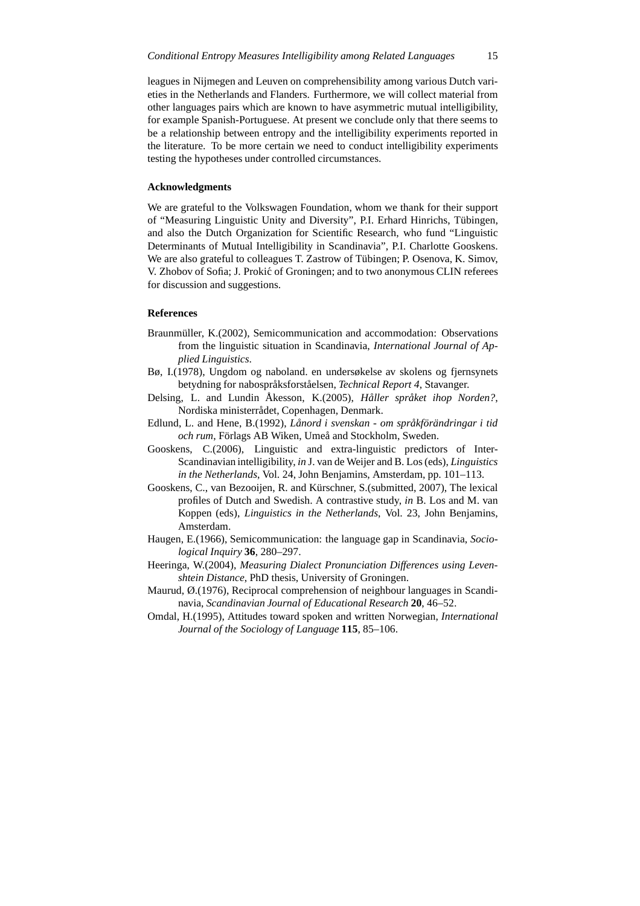leagues in Nijmegen and Leuven on comprehensibility among various Dutch varieties in the Netherlands and Flanders. Furthermore, we will collect material from other languages pairs which are known to have asymmetric mutual intelligibility, for example Spanish-Portuguese. At present we conclude only that there seems to be a relationship between entropy and the intelligibility experiments reported in the literature. To be more certain we need to conduct intelligibility experiments testing the hypotheses under controlled circumstances.

## Acknowledgments

We are grateful to the Volkswagen Foundation, whom we thank for their support of "Measuring Linguistic Unity and Diversity", P.I. Erhard Hinrichs, Tübingen, and also the Dutch Organization for Scientific Research, who fund "Linguistic Determinants of Mutual Intelligibility in Scandinavia", P.I. Charlotte Gooskens. We are also grateful to colleagues T. Zastrow of Tübingen; P. Osenova, K. Simov, V. Zhobov of Sofia; J. Prokić of Groningen; and to two anonymous CLIN referees for discussion and suggestions.

## References

Braunmüller, K.(2002), Semicommunication and accommodation: Observations from the linguistic situation in Scandinavia, *International Journal of Applied Linguistics*.

Bø, I.(1978), Ungdom og naboland. en undersøkelse av skolens og fjernsynets betydning for nabospråksforståelsen, *Technical Report 4*, Stavanger.

Delsing, L. and Lundin Åkesson, K.(2005), *Håller språket ihop Norden?*, Nordiska ministerrådet, Copenhagen, Denmark.

Edlund, L. and Hene, B.(1992), *Lånord i svenskan - om språkförändringar i tid och rum*, Förlags AB Wiken, Umeå and Stockholm, Sweden.

Gooskens, C.(2006), Linguistic and extra-linguistic predictors of Inter-Scandinavian intelligibility, *in* J. van de Weijer and B. Los (eds), *Linguistics in the Netherlands*, Vol. 24, John Benjamins, Amsterdam, pp. 101–113.

Gooskens, C., van Bezooijen, R. and Kürschner, S.(submitted, 2007), The lexical profiles of Dutch and Swedish. A contrastive study, *in* B. Los and M. van Koppen (eds), *Linguistics in the Netherlands*, Vol. 23, John Benjamins, Amsterdam.

Haugen, E.(1966), Semicommunication: the language gap in Scandinavia, *Sociological Inquiry* **36**, 280–297.

Heeringa, W.(2004), *Measuring Dialect Pronunciation Differences using Levenshtein Distance*, PhD thesis, University of Groningen.

Maurud, Ø.(1976), Reciprocal comprehension of neighbour languages in Scandinavia, *Scandinavian Journal of Educational Research* **20**, 46–52.

Omdal, H.(1995), Attitudes toward spoken and written Norwegian, *International Journal of the Sociology of Language* **115**, 85–106.